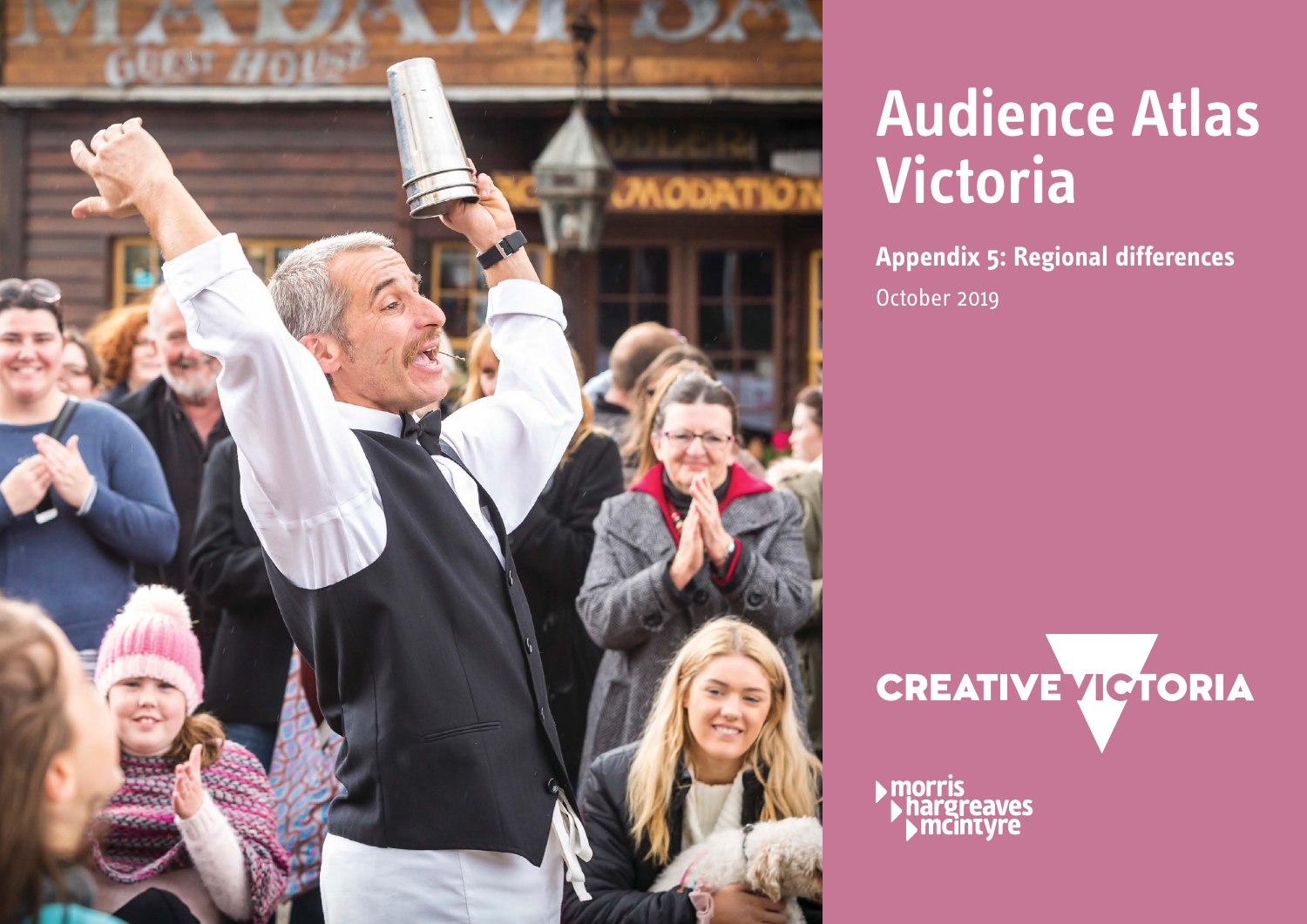# Audience Atlas Victoria

**Appendix 5: Regional differences**

October 2019

CREATIVE VICTORIA

morris hargreaves mcintyre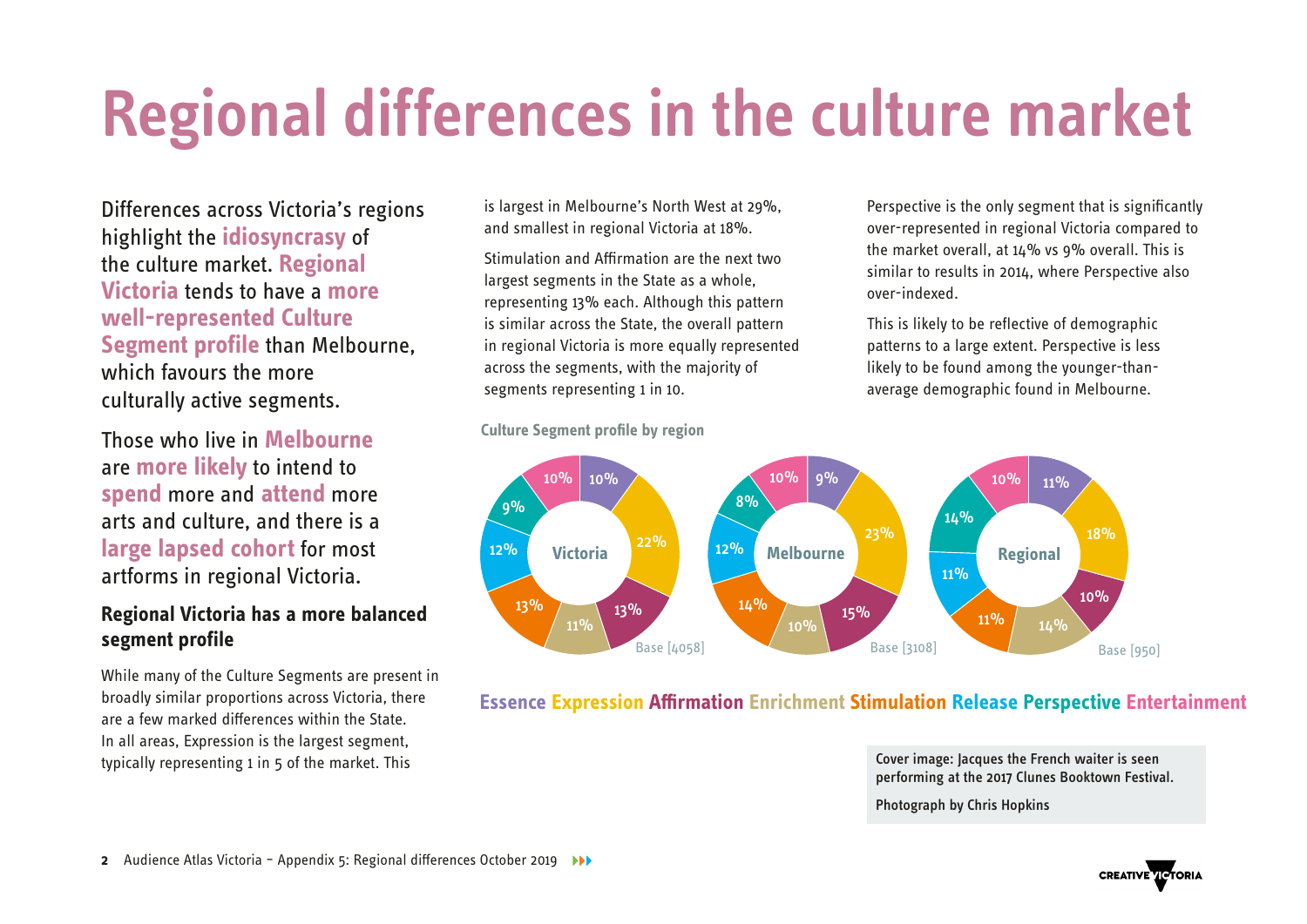# Regional differences in the culture market

Differences across Victoria's regions highlight the **idiosyncrasy** of the culture market. **Regional Victoria** tends to have a **more well-represented Culture Segment profile** than Melbourne, which favours the more culturally active segments.

Those who live in **Melbourne** are **more likely** to intend to **spend** more and **attend** more arts and culture, and there is a **large lapsed cohort** for most artforms in regional Victoria.

## Regional Victoria has a more balanced segment profile

While many of the Culture Segments are present in broadly similar proportions across Victoria, there are a few marked differences within the State. In all areas, Expression is the largest segment, typically representing 1 in 5 of the market. This is largest in Melbourne's North West at 29%, and smallest in regional Victoria at 18%.

Stimulation and Affirmation are the next two largest segments in the State as a whole, representing 13% each. Although this pattern is similar across the State, the overall pattern in regional Victoria is more equally represented across the segments, with the majority of segments representing 1 in 10.

Perspective is the only segment that is significantly over-represented in regional Victoria compared to the market overall, at 14% vs 9% overall. This is similar to results in 2014, where Perspective also over-indexed.

This is likely to be reflective of demographic patterns to a large extent. Perspective is less likely to be found among the younger-than-average demographic found in Melbourne.

**Culture Segment profile by region**

| Segment | Victoria | Melbourne | Regional |
|---|---|---|---|
| Essence | 10% | 9% | 11% |
| Expression | 22% | 23% | 18% |
| Affirmation | 13% | 15% | 10% |
| Enrichment | 11% | 10% | 14% |
| Stimulation | 13% | 14% | 11% |
| Release | 12% | 12% | 11% |
| Perspective | 9% | 8% | 14% |
| Entertainment | 10% | 10% | 10% |
| Base | [4058] | [3108] | [950] |

Essence Expression Affirmation Enrichment Stimulation Release Perspective Entertainment

Cover image: Jacques the French waiter is seen performing at the 2017 Clunes Booktown Festival.

Photograph by Chris Hopkins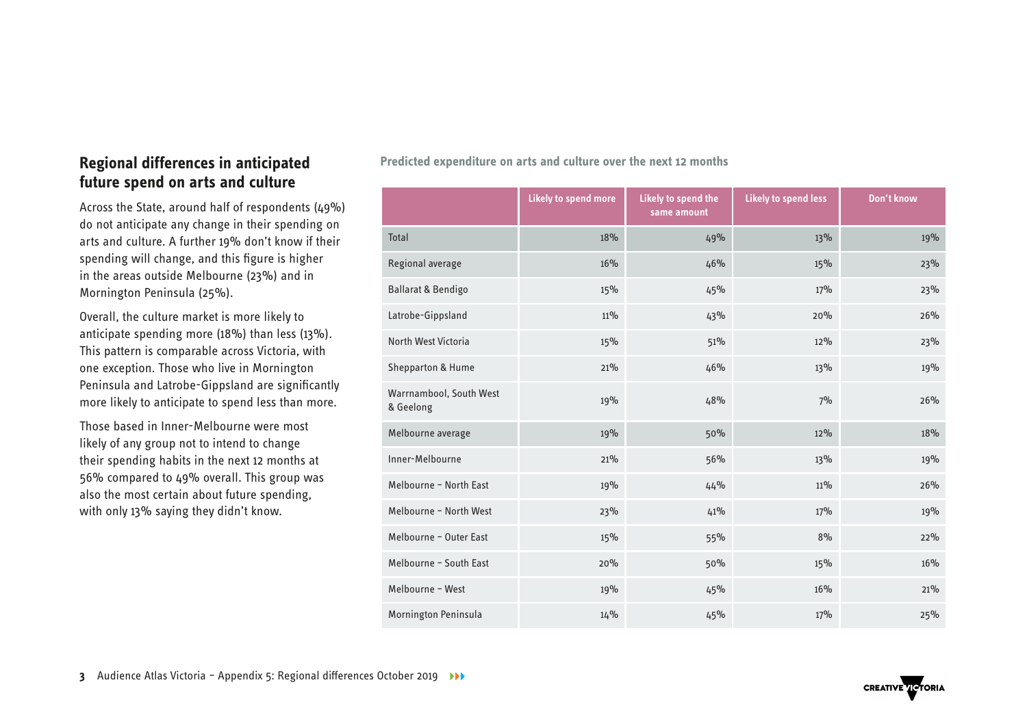## Regional differences in anticipated future spend on arts and culture

Across the State, around half of respondents (49%) do not anticipate any change in their spending on arts and culture. A further 19% don't know if their spending will change, and this figure is higher in the areas outside Melbourne (23%) and in Mornington Peninsula (25%).

Overall, the culture market is more likely to anticipate spending more (18%) than less (13%). This pattern is comparable across Victoria, with one exception. Those who live in Mornington Peninsula and Latrobe-Gippsland are significantly more likely to anticipate to spend less than more.

Those based in Inner-Melbourne were most likely of any group not to intend to change their spending habits in the next 12 months at 56% compared to 49% overall. This group was also the most certain about future spending, with only 13% saying they didn't know.

**Predicted expenditure on arts and culture over the next 12 months**

| | Likely to spend more | Likely to spend the same amount | Likely to spend less | Don't know |
|---|---|---|---|---|
| Total | 18% | 49% | 13% | 19% |
| Regional average | 16% | 46% | 15% | 23% |
| Ballarat & Bendigo | 15% | 45% | 17% | 23% |
| Latrobe-Gippsland | 11% | 43% | 20% | 26% |
| North West Victoria | 15% | 51% | 12% | 23% |
| Shepparton & Hume | 21% | 46% | 13% | 19% |
| Warrnambool, South West & Geelong | 19% | 48% | 7% | 26% |
| Melbourne average | 19% | 50% | 12% | 18% |
| Inner-Melbourne | 21% | 56% | 13% | 19% |
| Melbourne – North East | 19% | 44% | 11% | 26% |
| Melbourne – North West | 23% | 41% | 17% | 19% |
| Melbourne – Outer East | 15% | 55% | 8% | 22% |
| Melbourne – South East | 20% | 50% | 15% | 16% |
| Melbourne – West | 19% | 45% | 16% | 21% |
| Mornington Peninsula | 14% | 45% | 17% | 25% |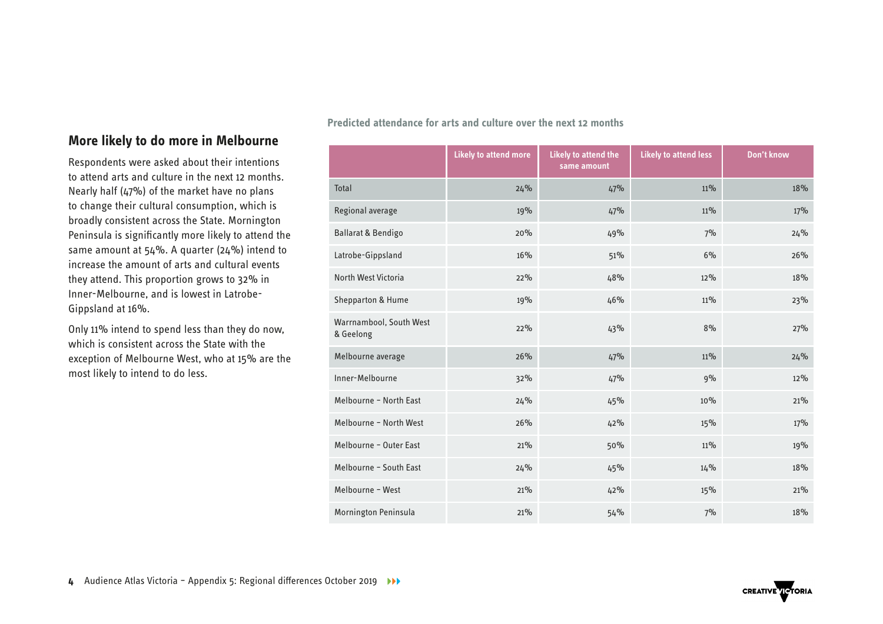## More likely to do more in Melbourne

Respondents were asked about their intentions to attend arts and culture in the next 12 months. Nearly half (47%) of the market have no plans to change their cultural consumption, which is broadly consistent across the State. Mornington Peninsula is significantly more likely to attend the same amount at 54%. A quarter (24%) intend to increase the amount of arts and cultural events they attend. This proportion grows to 32% in Inner-Melbourne, and is lowest in Latrobe-Gippsland at 16%.

Only 11% intend to spend less than they do now, which is consistent across the State with the exception of Melbourne West, who at 15% are the most likely to intend to do less.

**Predicted attendance for arts and culture over the next 12 months**

| | Likely to attend more | Likely to attend the same amount | Likely to attend less | Don't know |
|---|---|---|---|---|
| Total | 24% | 47% | 11% | 18% |
| Regional average | 19% | 47% | 11% | 17% |
| Ballarat & Bendigo | 20% | 49% | 7% | 24% |
| Latrobe-Gippsland | 16% | 51% | 6% | 26% |
| North West Victoria | 22% | 48% | 12% | 18% |
| Shepparton & Hume | 19% | 46% | 11% | 23% |
| Warrnambool, South West & Geelong | 22% | 43% | 8% | 27% |
| Melbourne average | 26% | 47% | 11% | 24% |
| Inner-Melbourne | 32% | 47% | 9% | 12% |
| Melbourne – North East | 24% | 45% | 10% | 21% |
| Melbourne – North West | 26% | 42% | 15% | 17% |
| Melbourne – Outer East | 21% | 50% | 11% | 19% |
| Melbourne – South East | 24% | 45% | 14% | 18% |
| Melbourne – West | 21% | 42% | 15% | 21% |
| Mornington Peninsula | 21% | 54% | 7% | 18% |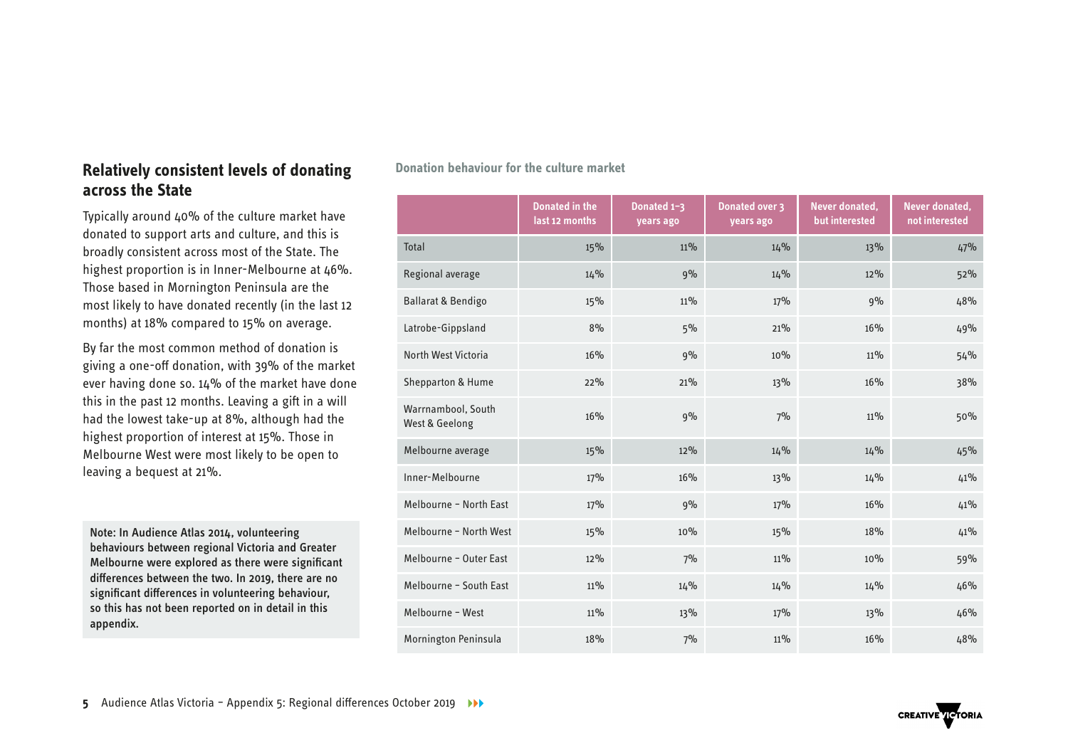## Relatively consistent levels of donating across the State

Typically around 40% of the culture market have donated to support arts and culture, and this is broadly consistent across most of the State. The highest proportion is in Inner-Melbourne at 46%. Those based in Mornington Peninsula are the most likely to have donated recently (in the last 12 months) at 18% compared to 15% on average.

By far the most common method of donation is giving a one-off donation, with 39% of the market ever having done so. 14% of the market have done this in the past 12 months. Leaving a gift in a will had the lowest take-up at 8%, although had the highest proportion of interest at 15%. Those in Melbourne West were most likely to be open to leaving a bequest at 21%.

**Note: In Audience Atlas 2014, volunteering behaviours between regional Victoria and Greater Melbourne were explored as there were significant differences between the two. In 2019, there are no significant differences in volunteering behaviour, so this has not been reported on in detail in this appendix.**

**Donation behaviour for the culture market**

| | Donated in the last 12 months | Donated 1–3 years ago | Donated over 3 years ago | Never donated, but interested | Never donated, not interested |
|---|---|---|---|---|---|
| Total | 15% | 11% | 14% | 13% | 47% |
| Regional average | 14% | 9% | 14% | 12% | 52% |
| Ballarat & Bendigo | 15% | 11% | 17% | 9% | 48% |
| Latrobe-Gippsland | 8% | 5% | 21% | 16% | 49% |
| North West Victoria | 16% | 9% | 10% | 11% | 54% |
| Shepparton & Hume | 22% | 21% | 13% | 16% | 38% |
| Warrnambool, South West & Geelong | 16% | 9% | 7% | 11% | 50% |
| Melbourne average | 15% | 12% | 14% | 14% | 45% |
| Inner-Melbourne | 17% | 16% | 13% | 14% | 41% |
| Melbourne – North East | 17% | 9% | 17% | 16% | 41% |
| Melbourne – North West | 15% | 10% | 15% | 18% | 41% |
| Melbourne – Outer East | 12% | 7% | 11% | 10% | 59% |
| Melbourne – South East | 11% | 14% | 14% | 14% | 46% |
| Melbourne – West | 11% | 13% | 17% | 13% | 46% |
| Mornington Peninsula | 18% | 7% | 11% | 16% | 48% |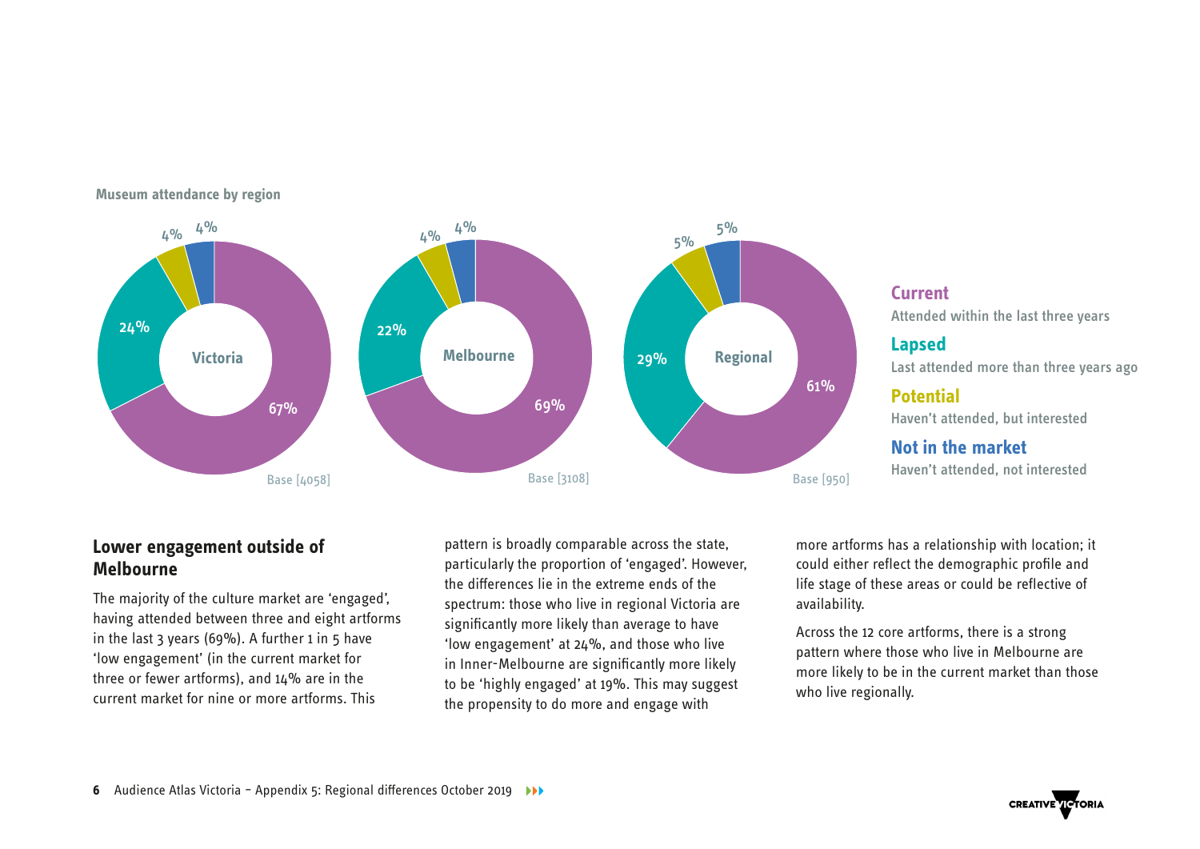**Museum attendance by region**

| Region | Current | Lapsed | Potential | Not in the market | Base |
|---|---|---|---|---|---|
| Victoria | 67% | 24% | 4% | 4% | Base [4058] |
| Melbourne | 69% | 22% | 4% | 4% | Base [3108] |
| Regional | 61% | 29% | 5% | 5% | Base [950] |

**Current**
Attended within the last three years

**Lapsed**
Last attended more than three years ago

**Potential**
Haven't attended, but interested

**Not in the market**
Haven't attended, not interested

## Lower engagement outside of Melbourne

The majority of the culture market are 'engaged', having attended between three and eight artforms in the last 3 years (69%). A further 1 in 5 have 'low engagement' (in the current market for three or fewer artforms), and 14% are in the current market for nine or more artforms. This pattern is broadly comparable across the state, particularly the proportion of 'engaged'. However, the differences lie in the extreme ends of the spectrum: those who live in regional Victoria are significantly more likely than average to have 'low engagement' at 24%, and those who live in Inner-Melbourne are significantly more likely to be 'highly engaged' at 19%. This may suggest the propensity to do more and engage with more artforms has a relationship with location; it could either reflect the demographic profile and life stage of these areas or could be reflective of availability.

Across the 12 core artforms, there is a strong pattern where those who live in Melbourne are more likely to be in the current market than those who live regionally.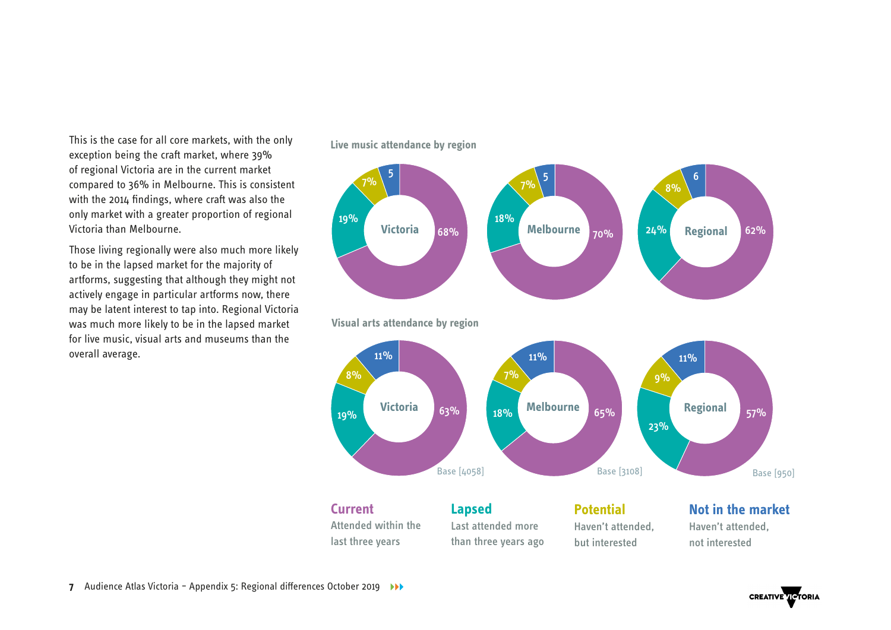This is the case for all core markets, with the only exception being the craft market, where 39% of regional Victoria are in the current market compared to 36% in Melbourne. This is consistent with the 2014 findings, where craft was also the only market with a greater proportion of regional Victoria than Melbourne.

Those living regionally were also much more likely to be in the lapsed market for the majority of artforms, suggesting that although they might not actively engage in particular artforms now, there may be latent interest to tap into. Regional Victoria was much more likely to be in the lapsed market for live music, visual arts and museums than the overall average.

**Live music attendance by region**

| | Victoria | Melbourne | Regional |
|---|---|---|---|
| Current | 68% | 70% | 62% |
| Lapsed | 19% | 18% | 24% |
| Potential | 7% | 7% | 8% |
| Not in the market | 5 | 5 | 6 |

**Visual arts attendance by region**

| | Victoria | Melbourne | Regional |
|---|---|---|---|
| Current | 63% | 65% | 57% |
| Lapsed | 19% | 18% | 23% |
| Potential | 8% | 7% | 9% |
| Not in the market | 11% | 11% | 11% |
| Base | [4058] | [3108] | [950] |

**Current** Attended within the last three years

**Lapsed** Last attended more than three years ago

**Potential** Haven't attended, but interested

**Not in the market** Haven't attended, not interested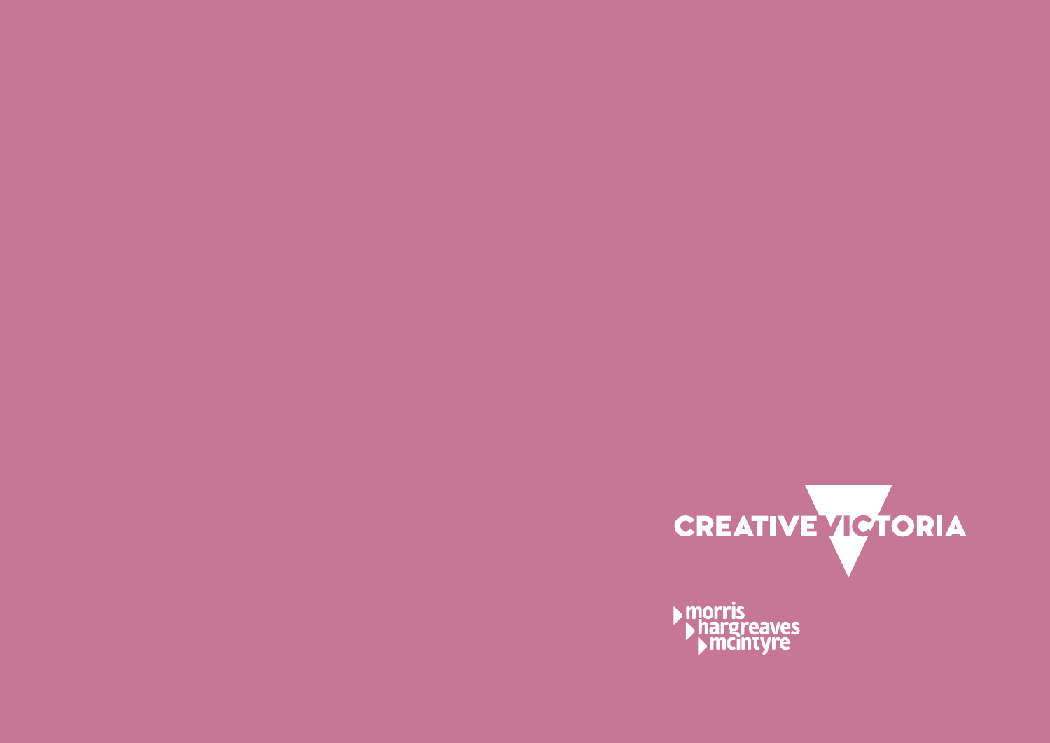CREATIVE VICTORIA

morris
hargreaves
mcintyre